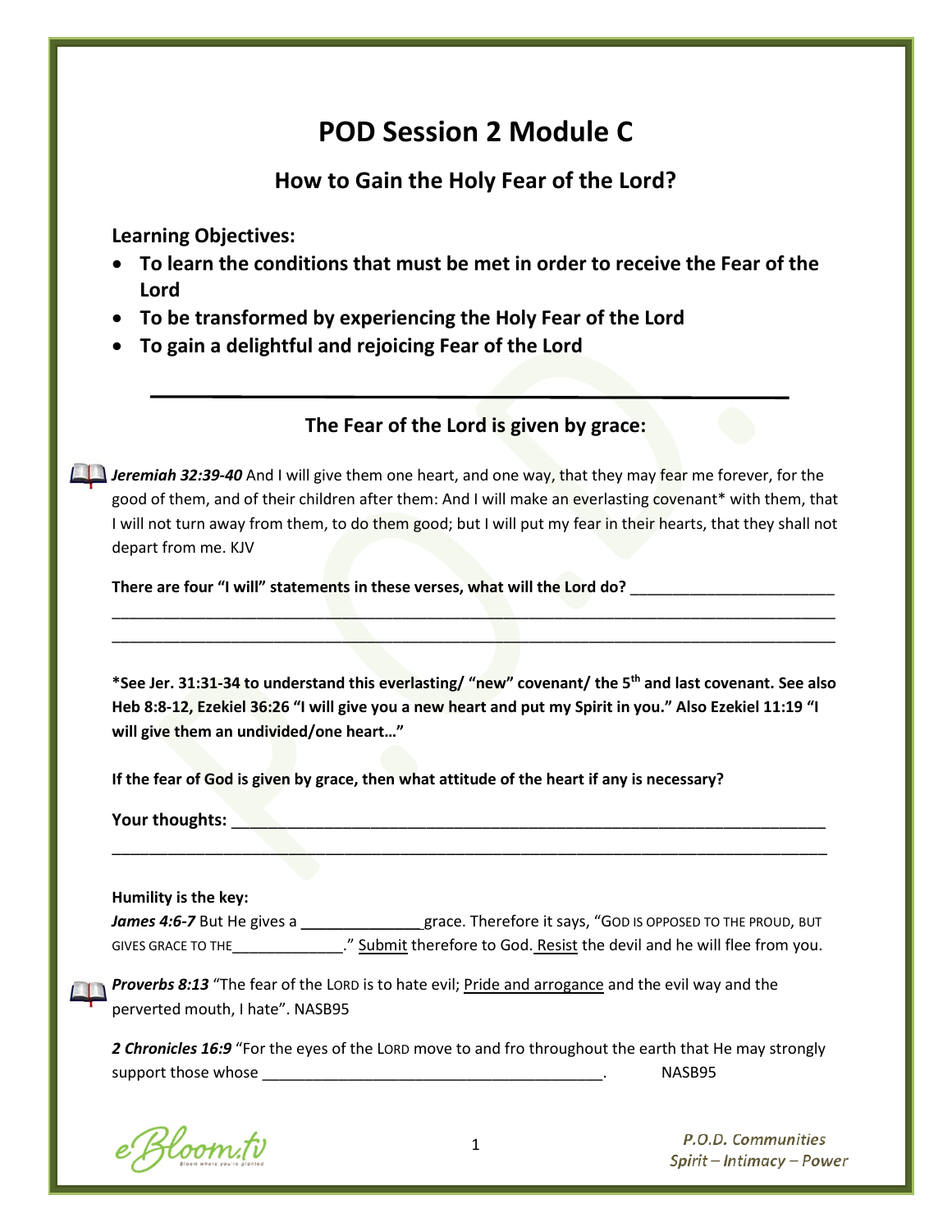# POD Session 2 Module C

## How to Gain the Holy Fear of the Lord?

**Learning Objectives:**

- **To learn the conditions that must be met in order to receive the Fear of the Lord**
- **To be transformed by experiencing the Holy Fear of the Lord**
- **To gain a delightful and rejoicing Fear of the Lord**

---

### The Fear of the Lord is given by grace:

***Jeremiah 32:39-40*** And I will give them one heart, and one way, that they may fear me forever, for the good of them, and of their children after them: And I will make an everlasting covenant* with them, that I will not turn away from them, to do them good; but I will put my fear in their hearts, that they shall not depart from me. KJV

**There are four "I will" statements in these verses, what will the Lord do?** _______________________

_____________________________________________________________________________________

_____________________________________________________________________________________

**\*See Jer. 31:31-34 to understand this everlasting/ "new" covenant/ the 5th and last covenant. See also Heb 8:8-12, Ezekiel 36:26 "I will give you a new heart and put my Spirit in you." Also Ezekiel 11:19 "I will give them an undivided/one heart…"**

**If the fear of God is given by grace, then what attitude of the heart if any is necessary?**

**Your thoughts:** ____________________________________________________________________

_____________________________________________________________________________________

**Humility is the key:**

***James 4:6-7*** But He gives a ______________grace. Therefore it says, "GOD IS OPPOSED TO THE PROUD, BUT GIVES GRACE TO THE_____________." Submit therefore to God. Resist the devil and he will flee from you.

***Proverbs 8:13*** "The fear of the LORD is to hate evil; Pride and arrogance and the evil way and the perverted mouth, I hate". NASB95

***2 Chronicles 16:9*** "For the eyes of the LORD move to and fro throughout the earth that He may strongly support those whose ________________________________________. NASB95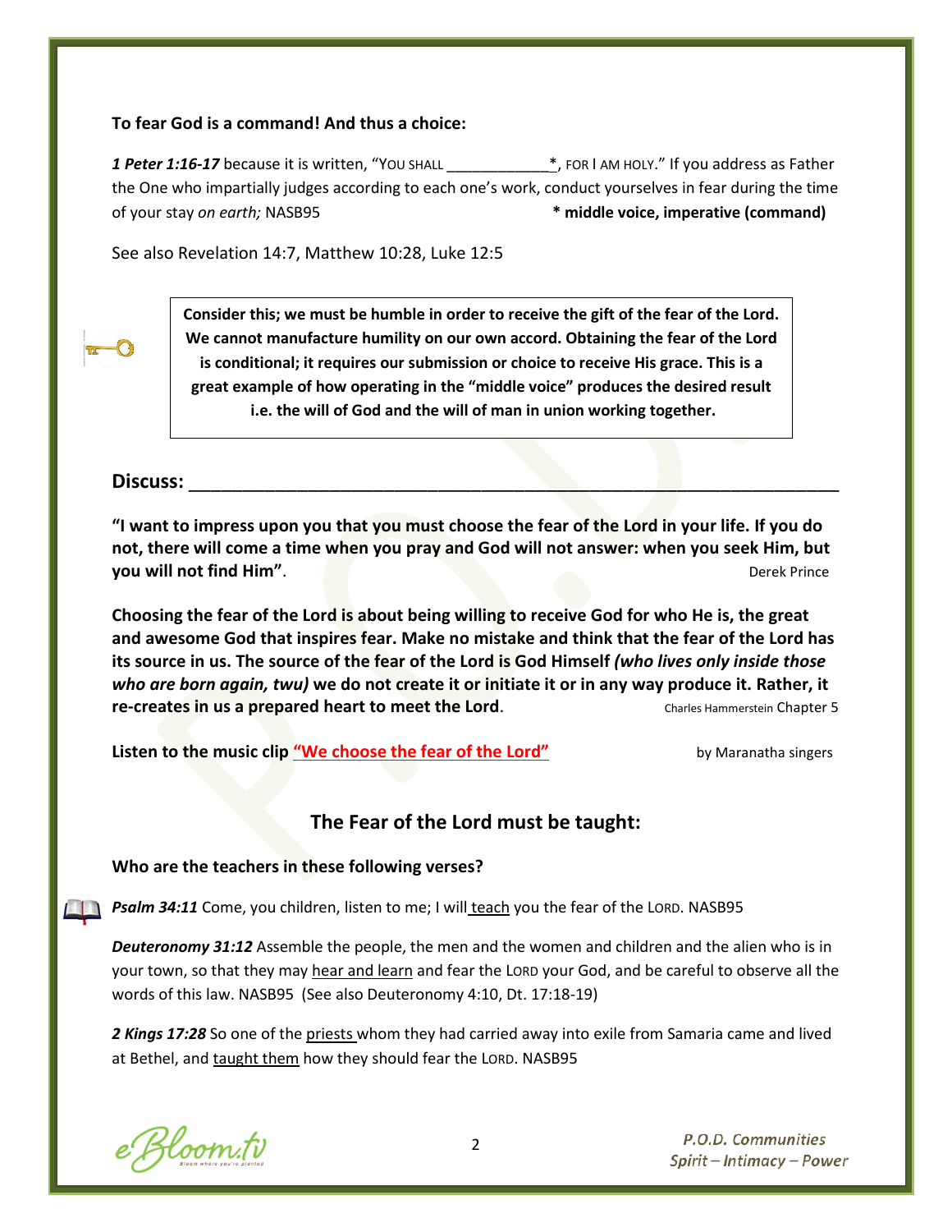**To fear God is a command! And thus a choice:**

***1 Peter 1:16-17*** because it is written, "YOU SHALL ____________*, FOR I AM HOLY." If you address as Father the One who impartially judges according to each one's work, conduct yourselves in fear during the time of your stay *on earth;* NASB95 **\* middle voice, imperative (command)**

See also Revelation 14:7, Matthew 10:28, Luke 12:5

> **Consider this; we must be humble in order to receive the gift of the fear of the Lord. We cannot manufacture humility on our own accord. Obtaining the fear of the Lord is conditional; it requires our submission or choice to receive His grace. This is a great example of how operating in the "middle voice" produces the desired result i.e. the will of God and the will of man in union working together.**

**Discuss:** ____________________________________________________________

**"I want to impress upon you that you must choose the fear of the Lord in your life. If you do not, there will come a time when you pray and God will not answer: when you seek Him, but you will not find Him".** Derek Prince

**Choosing the fear of the Lord is about being willing to receive God for who He is, the great and awesome God that inspires fear. Make no mistake and think that the fear of the Lord has its source in us. The source of the fear of the Lord is God Himself *(who lives only inside those who are born again, twu)* we do not create it or initiate it or in any way produce it. Rather, it re-creates in us a prepared heart to meet the Lord**. Charles Hammerstein Chapter 5

**Listen to the music clip "We choose the fear of the Lord"** by Maranatha singers

## The Fear of the Lord must be taught:

**Who are the teachers in these following verses?**

***Psalm 34:11*** Come, you children, listen to me; I will teach you the fear of the LORD. NASB95

***Deuteronomy 31:12*** Assemble the people, the men and the women and children and the alien who is in your town, so that they may hear and learn and fear the LORD your God, and be careful to observe all the words of this law. NASB95 (See also Deuteronomy 4:10, Dt. 17:18-19)

***2 Kings 17:28*** So one of the priests whom they had carried away into exile from Samaria came and lived at Bethel, and taught them how they should fear the LORD. NASB95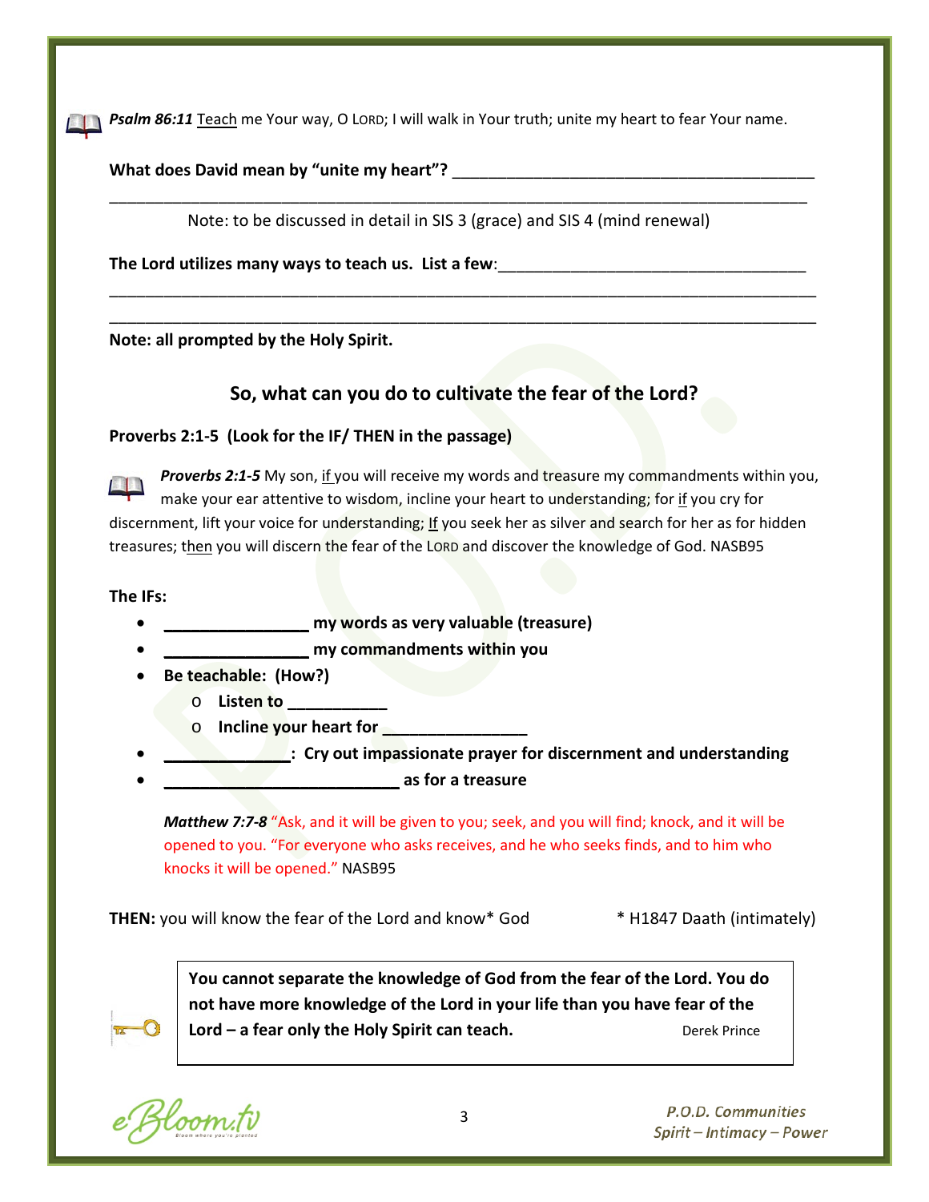*Psalm 86:11* Teach me Your way, O LORD; I will walk in Your truth; unite my heart to fear Your name.

**What does David mean by "unite my heart"?** ________________________________________

________________________________________________________________________________

Note: to be discussed in detail in SIS 3 (grace) and SIS 4 (mind renewal)

**The Lord utilizes many ways to teach us. List a few**:___________________________________

________________________________________________________________________________

________________________________________________________________________________

**Note: all prompted by the Holy Spirit.**

## So, what can you do to cultivate the fear of the Lord?

**Proverbs 2:1-5 (Look for the IF/ THEN in the passage)**

***Proverbs 2:1-5*** My son, if you will receive my words and treasure my commandments within you, make your ear attentive to wisdom, incline your heart to understanding; for if you cry for discernment, lift your voice for understanding; If you seek her as silver and search for her as for hidden treasures; then you will discern the fear of the LORD and discover the knowledge of God. NASB95

**The IFs:**

- **_______________ my words as very valuable (treasure)**
- **_______________ my commandments within you**
- **Be teachable: (How?)**
  - **Listen to __________**
  - **Incline your heart for _______________**
- **_____________: Cry out impassionate prayer for discernment and understanding**
- **________________________ as for a treasure**

***Matthew 7:7-8*** "Ask, and it will be given to you; seek, and you will find; knock, and it will be opened to you. "For everyone who asks receives, and he who seeks finds, and to him who knocks it will be opened." NASB95

**THEN:** you will know the fear of the Lord and know* God * H1847 Daath (intimately)

**You cannot separate the knowledge of God from the fear of the Lord. You do not have more knowledge of the Lord in your life than you have fear of the Lord – a fear only the Holy Spirit can teach.** Derek Prince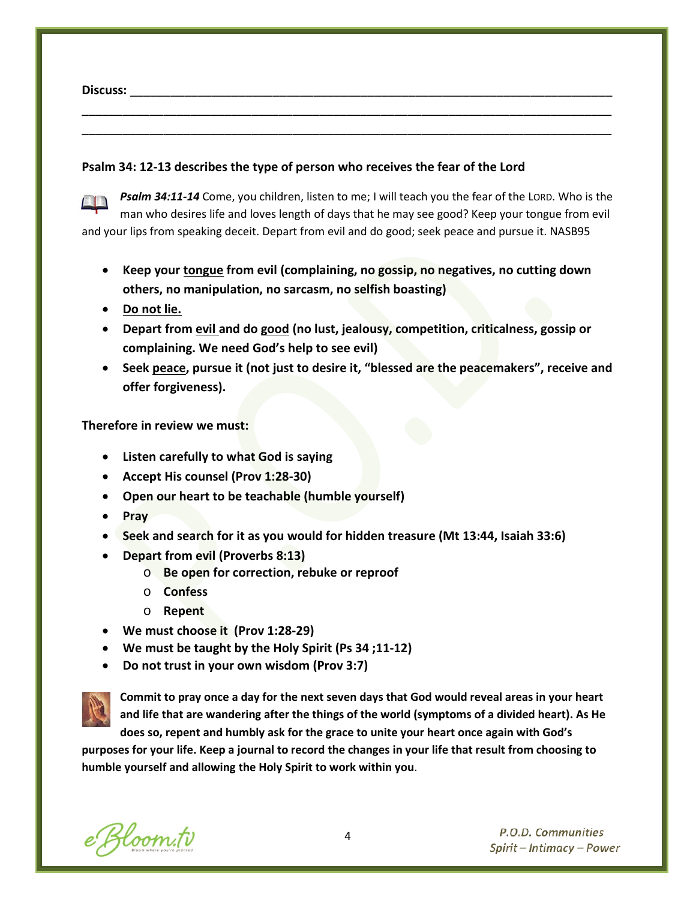**Discuss:** ___________________________________________________________________________

___________________________________________________________________________________

___________________________________________________________________________________

**Psalm 34: 12-13 describes the type of person who receives the fear of the Lord**

***Psalm 34:11-14*** Come, you children, listen to me; I will teach you the fear of the LORD. Who is the man who desires life and loves length of days that he may see good? Keep your tongue from evil and your lips from speaking deceit. Depart from evil and do good; seek peace and pursue it. NASB95

- **Keep your <u>tongue</u> from evil (complaining, no gossip, no negatives, no cutting down others, no manipulation, no sarcasm, no selfish boasting)**
- **<u>Do not lie.</u>**
- **Depart from <u>evil</u> and do <u>good</u> (no lust, jealousy, competition, criticalness, gossip or complaining. We need God's help to see evil)**
- **Seek <u>peace</u>, pursue it (not just to desire it, "blessed are the peacemakers", receive and offer forgiveness).**

**Therefore in review we must:**

- **Listen carefully to what God is saying**
- **Accept His counsel (Prov 1:28-30)**
- **Open our heart to be teachable (humble yourself)**
- **Pray**
- **Seek and search for it as you would for hidden treasure (Mt 13:44, Isaiah 33:6)**
- **Depart from evil (Proverbs 8:13)**
  - **Be open for correction, rebuke or reproof**
  - **Confess**
  - **Repent**
- **We must choose it (Prov 1:28-29)**
- **We must be taught by the Holy Spirit (Ps 34 ;11-12)**
- **Do not trust in your own wisdom (Prov 3:7)**

**Commit to pray once a day for the next seven days that God would reveal areas in your heart and life that are wandering after the things of the world (symptoms of a divided heart). As He does so, repent and humbly ask for the grace to unite your heart once again with God's purposes for your life. Keep a journal to record the changes in your life that result from choosing to humble yourself and allowing the Holy Spirit to work within you**.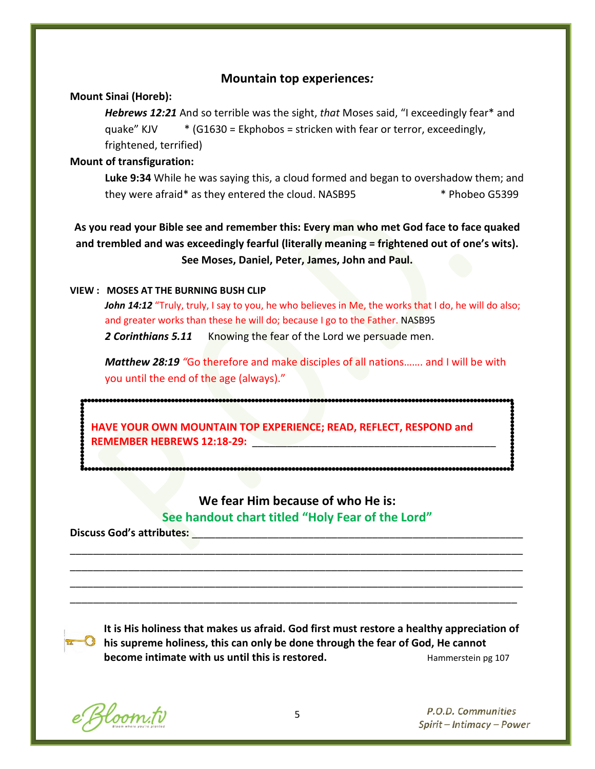## Mountain top experiences*:*

**Mount Sinai (Horeb):**

> ***Hebrews 12:21*** And so terrible was the sight, *that* Moses said, "I exceedingly fear* and quake" KJV * (G1630 = Ekphobos = stricken with fear or terror, exceedingly, frightened, terrified)

**Mount of transfiguration:**

> **Luke 9:34** While he was saying this, a cloud formed and began to overshadow them; and they were afraid* as they entered the cloud. NASB95 * Phobeo G5399

**As you read your Bible see and remember this: Every man who met God face to face quaked and trembled and was exceedingly fearful (literally meaning = frightened out of one's wits). See Moses, Daniel, Peter, James, John and Paul.**

**VIEW : MOSES AT THE BURNING BUSH CLIP**

> ***John 14:12*** "Truly, truly, I say to you, he who believes in Me, the works that I do, he will do also; and greater works than these he will do; because I go to the Father." NASB95
>
> ***2 Corinthians 5.11*** Knowing the fear of the Lord we persuade men.
>
> ***Matthew 28:19*** "Go therefore and make disciples of all nations……. and I will be with you until the end of the age (always)."

**HAVE YOUR OWN MOUNTAIN TOP EXPERIENCE; READ, REFLECT, RESPOND and REMEMBER HEBREWS 12:18-29:** ____________________________________________

### We fear Him because of who He is:

### See handout chart titled "Holy Fear of the Lord"

**Discuss God's attributes:** ____________________________________________________________

______________________________________________________________________________

______________________________________________________________________________

______________________________________________________________________________

______________________________________________________________________________

**It is His holiness that makes us afraid. God first must restore a healthy appreciation of his supreme holiness, this can only be done through the fear of God, He cannot become intimate with us until this is restored.** Hammerstein pg 107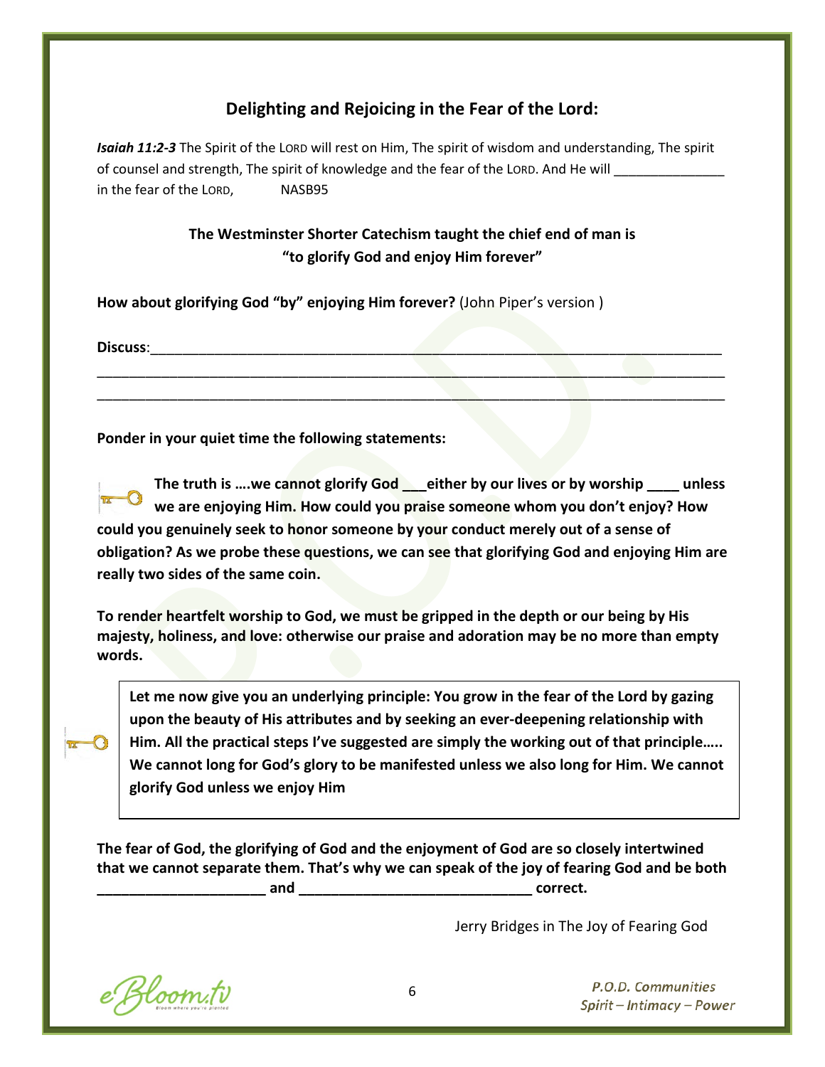## Delighting and Rejoicing in the Fear of the Lord:

***Isaiah 11:2-3*** The Spirit of the LORD will rest on Him, The spirit of wisdom and understanding, The spirit of counsel and strength, The spirit of knowledge and the fear of the LORD. And He will _______________ in the fear of the LORD, NASB95

**The Westminster Shorter Catechism taught the chief end of man is "to glorify God and enjoy Him forever"**

**How about glorifying God "by" enjoying Him forever?** (John Piper's version )

**Discuss**:___________________________________________________________________________

______________________________________________________________________________________

______________________________________________________________________________________

**Ponder in your quiet time the following statements:**

**The truth is ….we cannot glorify God ___either by our lives or by worship ____ unless we are enjoying Him. How could you praise someone whom you don't enjoy? How could you genuinely seek to honor someone by your conduct merely out of a sense of obligation? As we probe these questions, we can see that glorifying God and enjoying Him are really two sides of the same coin.**

**To render heartfelt worship to God, we must be gripped in the depth or our being by His majesty, holiness, and love: otherwise our praise and adoration may be no more than empty words.**

**Let me now give you an underlying principle: You grow in the fear of the Lord by gazing upon the beauty of His attributes and by seeking an ever-deepening relationship with Him. All the practical steps I've suggested are simply the working out of that principle….. We cannot long for God's glory to be manifested unless we also long for Him. We cannot glorify God unless we enjoy Him**

**The fear of God, the glorifying of God and the enjoyment of God are so closely intertwined that we cannot separate them. That's why we can speak of the joy of fearing God and be both _____________________ and ______________________________ correct.**

Jerry Bridges in The Joy of Fearing God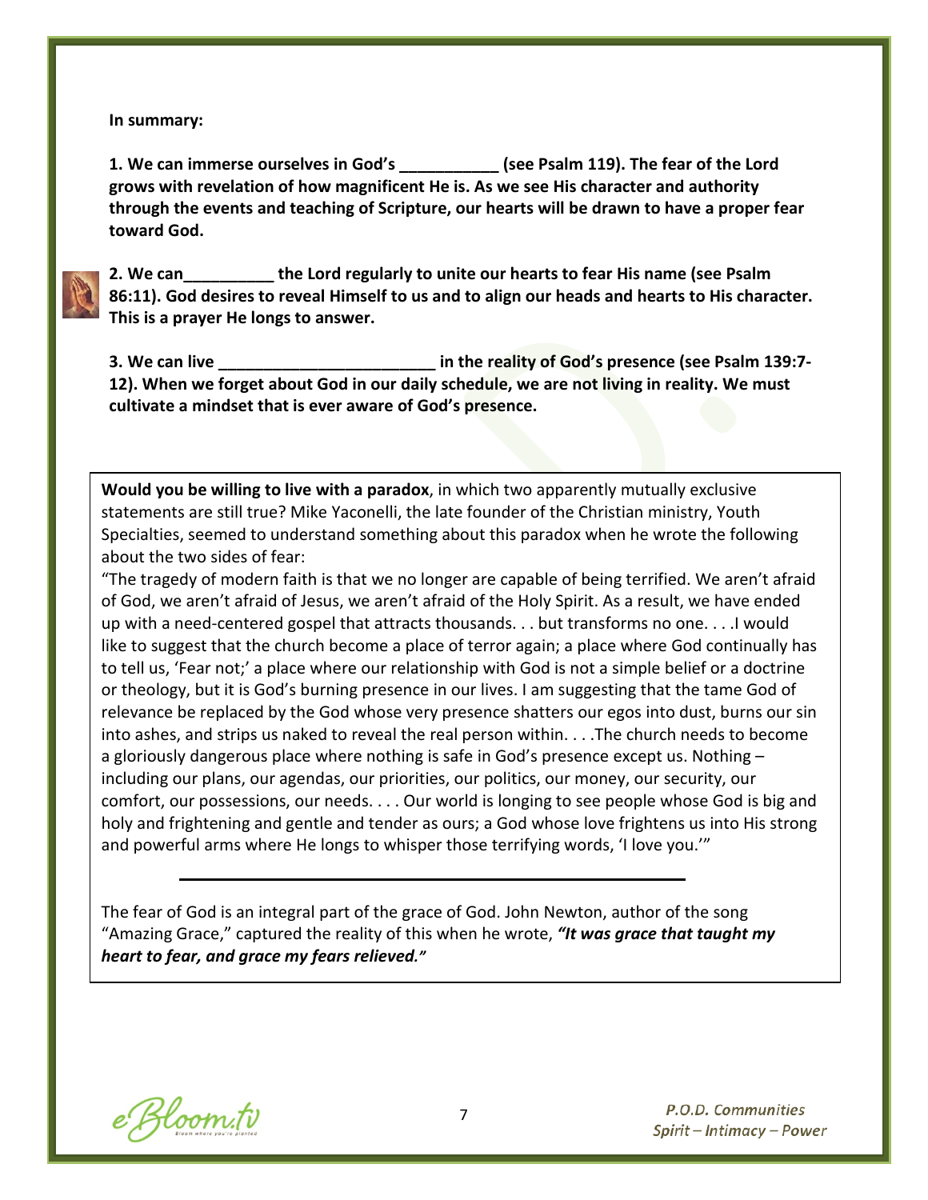**In summary:**

**1. We can immerse ourselves in God's ___________ (see Psalm 119). The fear of the Lord grows with revelation of how magnificent He is. As we see His character and authority through the events and teaching of Scripture, our hearts will be drawn to have a proper fear toward God.**

**2. We can__________ the Lord regularly to unite our hearts to fear His name (see Psalm 86:11). God desires to reveal Himself to us and to align our heads and hearts to His character. This is a prayer He longs to answer.**

**3. We can live ________________________ in the reality of God's presence (see Psalm 139:7-12). When we forget about God in our daily schedule, we are not living in reality. We must cultivate a mindset that is ever aware of God's presence.**

**Would you be willing to live with a paradox**, in which two apparently mutually exclusive statements are still true? Mike Yaconelli, the late founder of the Christian ministry, Youth Specialties, seemed to understand something about this paradox when he wrote the following about the two sides of fear:

"The tragedy of modern faith is that we no longer are capable of being terrified. We aren't afraid of God, we aren't afraid of Jesus, we aren't afraid of the Holy Spirit. As a result, we have ended up with a need-centered gospel that attracts thousands. . . but transforms no one. . . .I would like to suggest that the church become a place of terror again; a place where God continually has to tell us, 'Fear not;' a place where our relationship with God is not a simple belief or a doctrine or theology, but it is God's burning presence in our lives. I am suggesting that the tame God of relevance be replaced by the God whose very presence shatters our egos into dust, burns our sin into ashes, and strips us naked to reveal the real person within. . . .The church needs to become a gloriously dangerous place where nothing is safe in God's presence except us. Nothing – including our plans, our agendas, our priorities, our politics, our money, our security, our comfort, our possessions, our needs. . . . Our world is longing to see people whose God is big and holy and frightening and gentle and tender as ours; a God whose love frightens us into His strong and powerful arms where He longs to whisper those terrifying words, 'I love you.'"

---

The fear of God is an integral part of the grace of God. John Newton, author of the song "Amazing Grace," captured the reality of this when he wrote, ***"It was grace that taught my heart to fear, and grace my fears relieved."***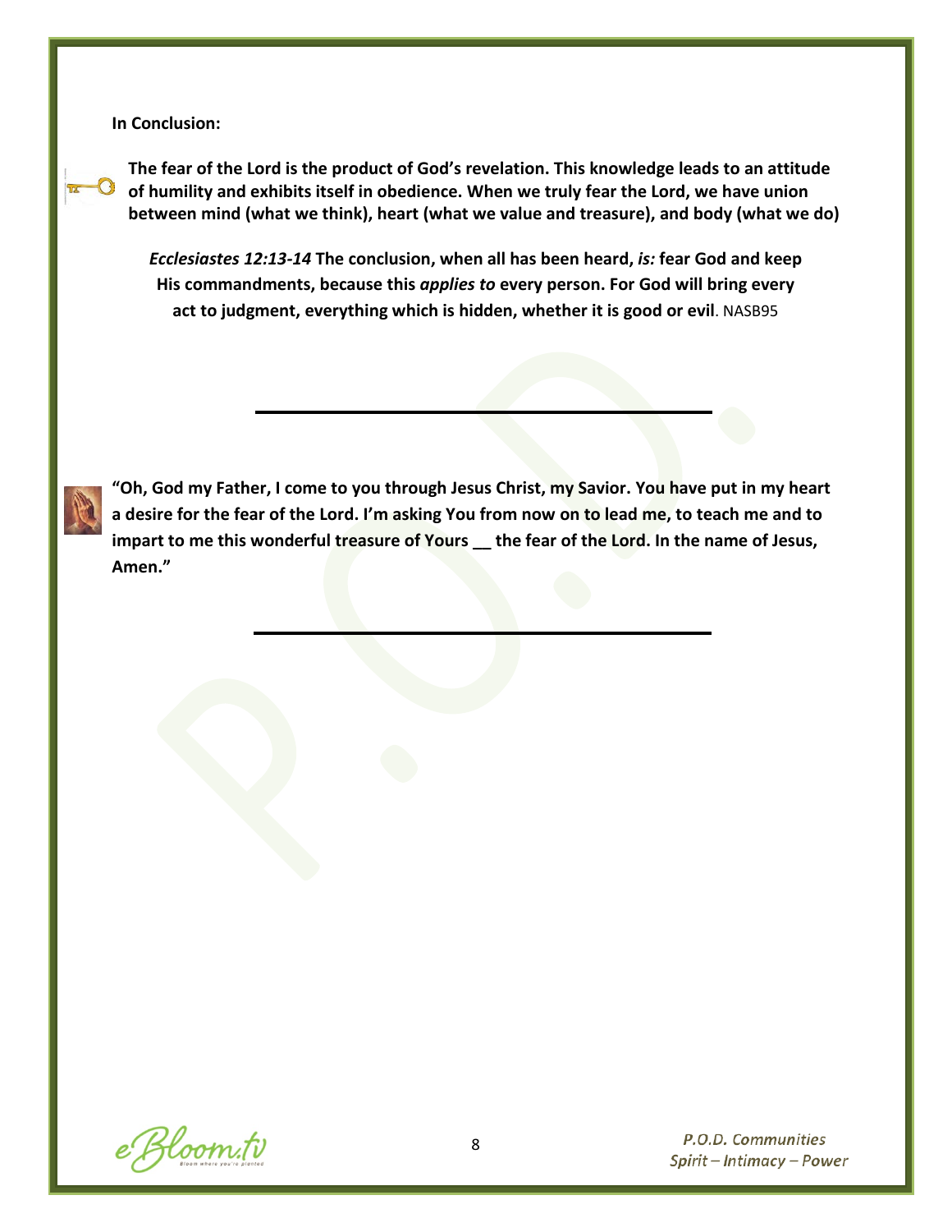**In Conclusion:**

**The fear of the Lord is the product of God's revelation. This knowledge leads to an attitude of humility and exhibits itself in obedience. When we truly fear the Lord, we have union between mind (what we think), heart (what we value and treasure), and body (what we do)**

***Ecclesiastes 12:13-14*** **The conclusion, when all has been heard,** ***is:*** **fear God and keep His commandments, because this** ***applies to*** **every person. For God will bring every act to judgment, everything which is hidden, whether it is good or evil**. NASB95

---

**"Oh, God my Father, I come to you through Jesus Christ, my Savior. You have put in my heart a desire for the fear of the Lord. I'm asking You from now on to lead me, to teach me and to impart to me this wonderful treasure of Yours __ the fear of the Lord. In the name of Jesus, Amen."**

---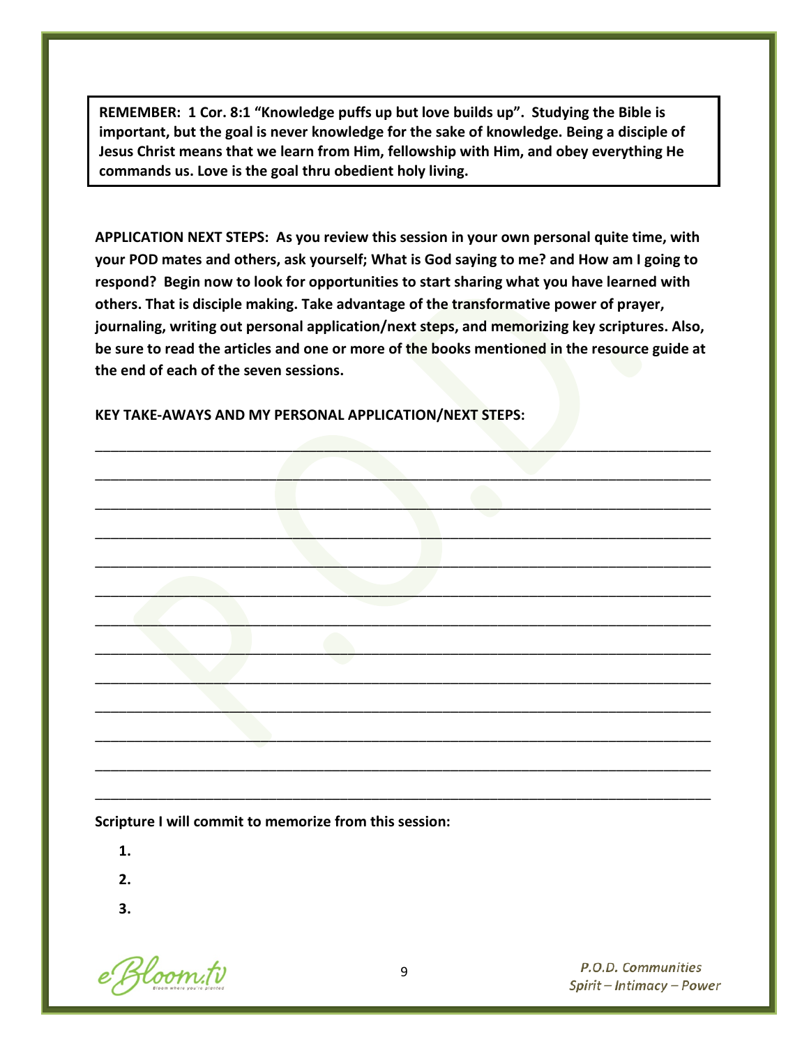**REMEMBER: 1 Cor. 8:1 "Knowledge puffs up but love builds up". Studying the Bible is important, but the goal is never knowledge for the sake of knowledge. Being a disciple of Jesus Christ means that we learn from Him, fellowship with Him, and obey everything He commands us. Love is the goal thru obedient holy living.**

**APPLICATION NEXT STEPS: As you review this session in your own personal quite time, with your POD mates and others, ask yourself; What is God saying to me? and How am I going to respond? Begin now to look for opportunities to start sharing what you have learned with others. That is disciple making. Take advantage of the transformative power of prayer, journaling, writing out personal application/next steps, and memorizing key scriptures. Also, be sure to read the articles and one or more of the books mentioned in the resource guide at the end of each of the seven sessions.**

**KEY TAKE-AWAYS AND MY PERSONAL APPLICATION/NEXT STEPS:**

_______________________________________________________________________________

_______________________________________________________________________________

_______________________________________________________________________________

_______________________________________________________________________________

_______________________________________________________________________________

_______________________________________________________________________________

_______________________________________________________________________________

_______________________________________________________________________________

_______________________________________________________________________________

_______________________________________________________________________________

_______________________________________________________________________________

_______________________________________________________________________________

_______________________________________________________________________________

**Scripture I will commit to memorize from this session:**

**1.**

**2.**

**3.**

eBloom.tv
Bloom where you're planted

*P.O.D. Communities*
*Spirit – Intimacy – Power*